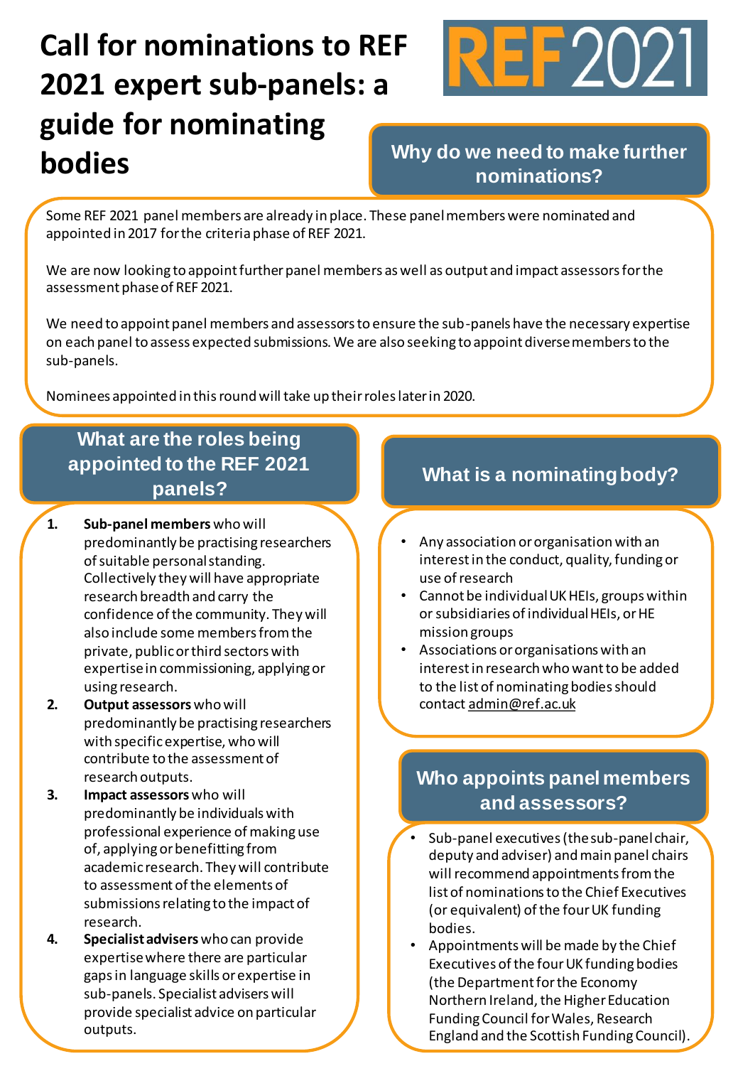# Call for nominations to REF 2021 expert sub-panels: a guide for nominating bodies

REF 2021

## Why do we need to make further nominations?

Some REF 2021 panel members are already in place. These panel members were nominated and appointed in 2017 for the criteria phase of REF 2021.

We are now looking to appoint further panel members as well as output and impact assessors for the assessment phase of REF 2021.

We need to appoint panel members and assessors to ensure the sub-panels have the necessary expertise on each panel to assess expected submissions. We are also seeking to appoint diverse members to the sub-panels.

Nominees appointed in this round will take up their roles later in 2020.

## What are the roles being appointed to the REF 2021 panels?

1. **Sub-panel members** who will predominantly be practising researchers of suitable personal standing. Collectively they will have appropriate research breadth and carry the confidence of the community. They will also include some members from the private, public or third sectors with expertise in commissioning, applying or using research.
2. **Output assessors** who will predominantly be practising researchers with specific expertise, who will contribute to the assessment of research outputs.
3. **Impact assessors** who will predominantly be individuals with professional experience of making use of, applying or benefitting from academic research. They will contribute to assessment of the elements of submissions relating to the impact of research.
4. **Specialist advisers** who can provide expertise where there are particular gaps in language skills or expertise in sub-panels. Specialist advisers will provide specialist advice on particular outputs.

## What is a nominating body?

- Any association or organisation with an interest in the conduct, quality, funding or use of research
- Cannot be individual UK HEIs, groups within or subsidiaries of individual HEIs, or HE mission groups
- Associations or organisations with an interest in research who want to be added to the list of nominating bodies should contact admin@ref.ac.uk

## Who appoints panel members and assessors?

- Sub-panel executives (the sub-panel chair, deputy and adviser) and main panel chairs will recommend appointments from the list of nominations to the Chief Executives (or equivalent) of the four UK funding bodies.
- Appointments will be made by the Chief Executives of the four UK funding bodies (the Department for the Economy Northern Ireland, the Higher Education Funding Council for Wales, Research England and the Scottish Funding Council).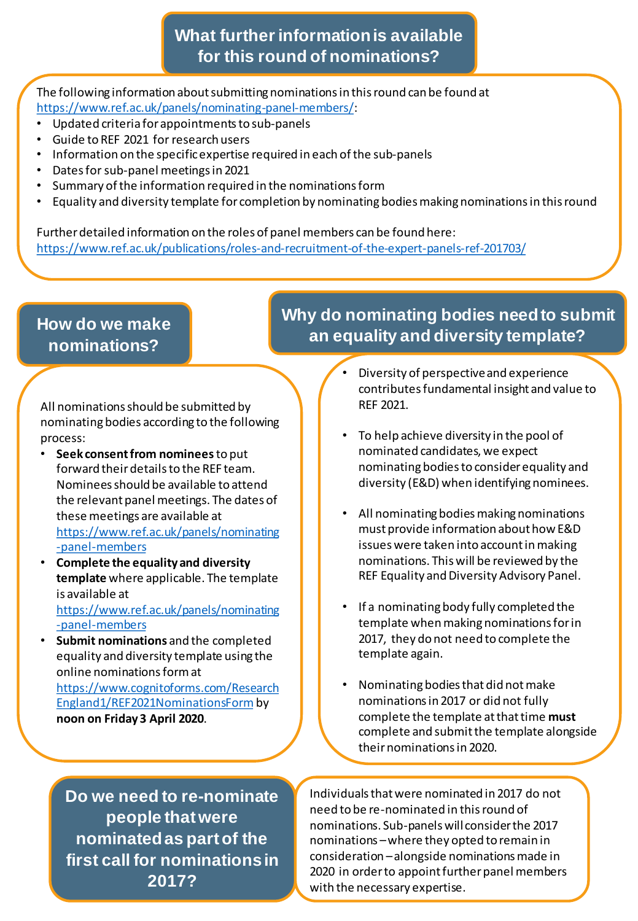## What further information is available for this round of nominations?

The following information about submitting nominations in this round can be found at https://www.ref.ac.uk/panels/nominating-panel-members/:

- Updated criteria for appointments to sub-panels
- Guide to REF 2021 for research users
- Information on the specific expertise required in each of the sub-panels
- Dates for sub-panel meetings in 2021
- Summary of the information required in the nominations form
- Equality and diversity template for completion by nominating bodies making nominations in this round

Further detailed information on the roles of panel members can be found here: https://www.ref.ac.uk/publications/roles-and-recruitment-of-the-expert-panels-ref-201703/

## How do we make nominations?

All nominations should be submitted by nominating bodies according to the following process:

- **Seek consent from nominees** to put forward their details to the REF team. Nominees should be available to attend the relevant panel meetings. The dates of these meetings are available at https://www.ref.ac.uk/panels/nominating-panel-members
- **Complete the equality and diversity template** where applicable. The template is available at https://www.ref.ac.uk/panels/nominating-panel-members
- **Submit nominations** and the completed equality and diversity template using the online nominations form at https://www.cognitoforms.com/ResearchEngland1/REF2021NominationsForm by **noon on Friday 3 April 2020**.

## Why do nominating bodies need to submit an equality and diversity template?

- Diversity of perspective and experience contributes fundamental insight and value to REF 2021.
- To help achieve diversity in the pool of nominated candidates, we expect nominating bodies to consider equality and diversity (E&D) when identifying nominees.
- All nominating bodies making nominations must provide information about how E&D issues were taken into account in making nominations. This will be reviewed by the REF Equality and Diversity Advisory Panel.
- If a nominating body fully completed the template when making nominations for in 2017, they do not need to complete the template again.
- Nominating bodies that did not make nominations in 2017 or did not fully complete the template at that time **must** complete and submit the template alongside their nominations in 2020.

## Do we need to re-nominate people that were nominated as part of the first call for nominations in 2017?

Individuals that were nominated in 2017 do not need to be re-nominated in this round of nominations. Sub-panels will consider the 2017 nominations – where they opted to remain in consideration – alongside nominations made in 2020 in order to appoint further panel members with the necessary expertise.